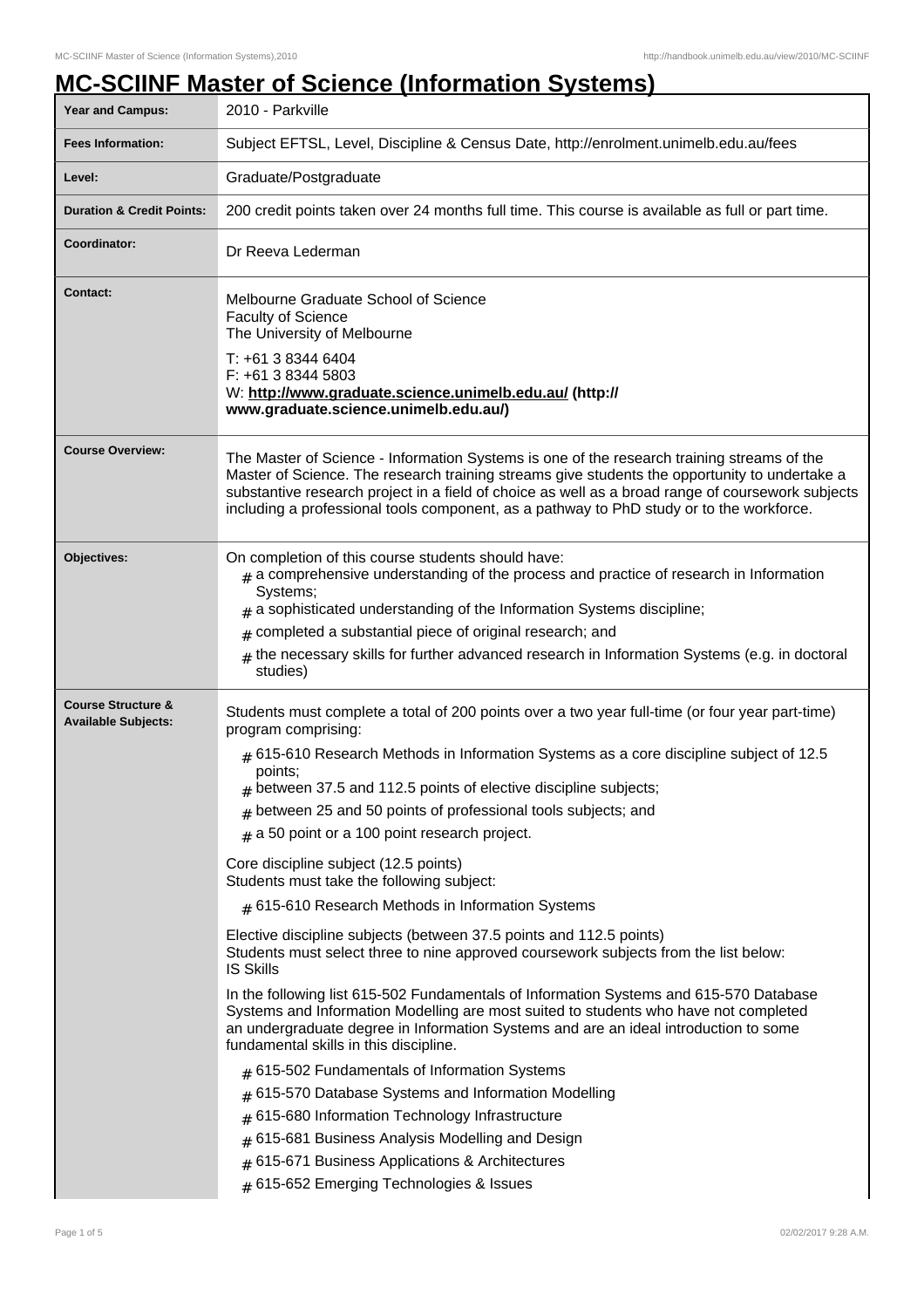# MC-SCIINF Master of Science (Information Systems)

| | |
|---|---|
| **Year and Campus:** | 2010 - Parkville |
| **Fees Information:** | Subject EFTSL, Level, Discipline & Census Date, http://enrolment.unimelb.edu.au/fees |
| **Level:** | Graduate/Postgraduate |
| **Duration & Credit Points:** | 200 credit points taken over 24 months full time. This course is available as full or part time. |
| **Coordinator:** | Dr Reeva Lederman |
| **Contact:** | Melbourne Graduate School of Science<br>Faculty of Science<br>The University of Melbourne<br>T: +61 3 8344 6404<br>F: +61 3 8344 5803<br>W: **http://www.graduate.science.unimelb.edu.au/ (http://www.graduate.science.unimelb.edu.au/)** |
| **Course Overview:** | The Master of Science - Information Systems is one of the research training streams of the Master of Science. The research training streams give students the opportunity to undertake a substantive research project in a field of choice as well as a broad range of coursework subjects including a professional tools component, as a pathway to PhD study or to the workforce. |
| **Objectives:** | On completion of this course students should have:<br># a comprehensive understanding of the process and practice of research in Information Systems;<br># a sophisticated understanding of the Information Systems discipline;<br># completed a substantial piece of original research; and<br># the necessary skills for further advanced research in Information Systems (e.g. in doctoral studies) |
| **Course Structure & Available Subjects:** | Students must complete a total of 200 points over a two year full-time (or four year part-time) program comprising:<br># 615-610 Research Methods in Information Systems as a core discipline subject of 12.5 points;<br># between 37.5 and 112.5 points of elective discipline subjects;<br># between 25 and 50 points of professional tools subjects; and<br># a 50 point or a 100 point research project.<br><br>Core discipline subject (12.5 points)<br>Students must take the following subject:<br># 615-610 Research Methods in Information Systems<br><br>Elective discipline subjects (between 37.5 points and 112.5 points)<br>Students must select three to nine approved coursework subjects from the list below:<br>IS Skills<br><br>In the following list 615-502 Fundamentals of Information Systems and 615-570 Database Systems and Information Modelling are most suited to students who have not completed an undergraduate degree in Information Systems and are an ideal introduction to some fundamental skills in this discipline.<br># 615-502 Fundamentals of Information Systems<br># 615-570 Database Systems and Information Modelling<br># 615-680 Information Technology Infrastructure<br># 615-681 Business Analysis Modelling and Design<br># 615-671 Business Applications & Architectures<br># 615-652 Emerging Technologies & Issues |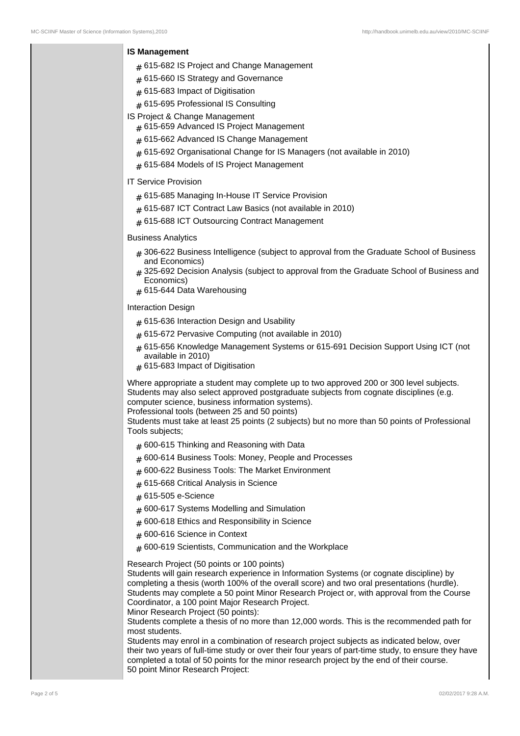**IS Management**

- 615-682 IS Project and Change Management
- 615-660 IS Strategy and Governance
- 615-683 Impact of Digitisation
- 615-695 Professional IS Consulting

IS Project & Change Management

- 615-659 Advanced IS Project Management
- 615-662 Advanced IS Change Management
- 615-692 Organisational Change for IS Managers (not available in 2010)
- 615-684 Models of IS Project Management

IT Service Provision

- 615-685 Managing In-House IT Service Provision
- 615-687 ICT Contract Law Basics (not available in 2010)
- 615-688 ICT Outsourcing Contract Management

Business Analytics

- 306-622 Business Intelligence (subject to approval from the Graduate School of Business and Economics)
- 325-692 Decision Analysis (subject to approval from the Graduate School of Business and Economics)
- 615-644 Data Warehousing

Interaction Design

- 615-636 Interaction Design and Usability
- 615-672 Pervasive Computing (not available in 2010)
- 615-656 Knowledge Management Systems or 615-691 Decision Support Using ICT (not available in 2010)
- 615-683 Impact of Digitisation

Where appropriate a student may complete up to two approved 200 or 300 level subjects. Students may also select approved postgraduate subjects from cognate disciplines (e.g. computer science, business information systems).

Professional tools (between 25 and 50 points)

Students must take at least 25 points (2 subjects) but no more than 50 points of Professional Tools subjects;

- 600-615 Thinking and Reasoning with Data
- 600-614 Business Tools: Money, People and Processes
- 600-622 Business Tools: The Market Environment
- 615-668 Critical Analysis in Science
- 615-505 e-Science
- 600-617 Systems Modelling and Simulation
- 600-618 Ethics and Responsibility in Science
- 600-616 Science in Context
- 600-619 Scientists, Communication and the Workplace

Research Project (50 points or 100 points)

Students will gain research experience in Information Systems (or cognate discipline) by completing a thesis (worth 100% of the overall score) and two oral presentations (hurdle). Students may complete a 50 point Minor Research Project or, with approval from the Course Coordinator, a 100 point Major Research Project.

Minor Research Project (50 points):

Students complete a thesis of no more than 12,000 words. This is the recommended path for most students.

Students may enrol in a combination of research project subjects as indicated below, over their two years of full-time study or over their four years of part-time study, to ensure they have completed a total of 50 points for the minor research project by the end of their course.

50 point Minor Research Project: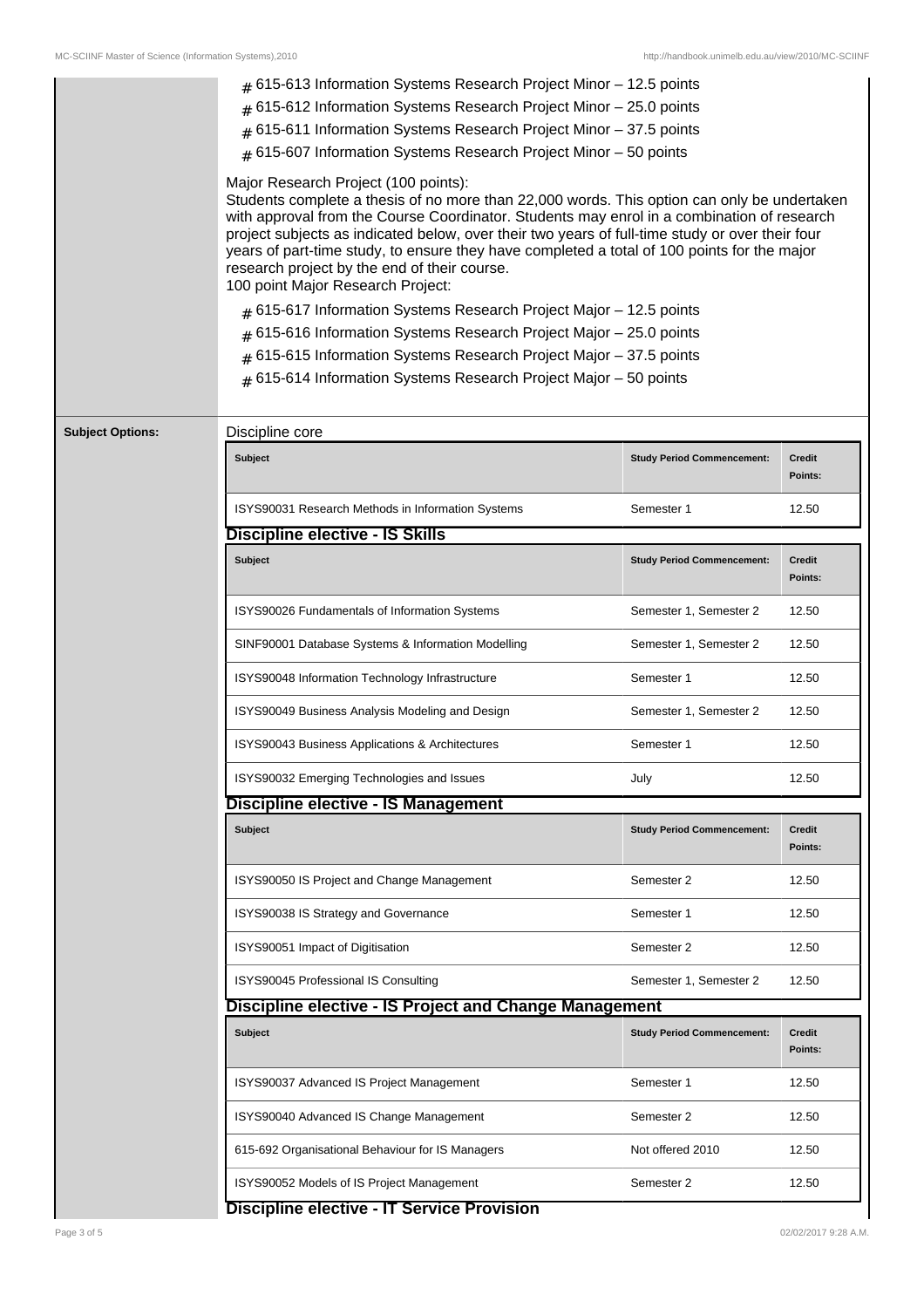- # 615-613 Information Systems Research Project Minor – 12.5 points
- # 615-612 Information Systems Research Project Minor – 25.0 points
- # 615-611 Information Systems Research Project Minor – 37.5 points
- # 615-607 Information Systems Research Project Minor – 50 points

Major Research Project (100 points):
Students complete a thesis of no more than 22,000 words. This option can only be undertaken with approval from the Course Coordinator. Students may enrol in a combination of research project subjects as indicated below, over their two years of full-time study or over their four years of part-time study, to ensure they have completed a total of 100 points for the major research project by the end of their course.
100 point Major Research Project:

- # 615-617 Information Systems Research Project Major – 12.5 points
- # 615-616 Information Systems Research Project Major – 25.0 points
- # 615-615 Information Systems Research Project Major – 37.5 points
- # 615-614 Information Systems Research Project Major – 50 points

**Subject Options:**

Discipline core

| Subject | Study Period Commencement: | Credit Points: |
| --- | --- | --- |
| ISYS90031 Research Methods in Information Systems | Semester 1 | 12.50 |

### Discipline elective - IS Skills

| Subject | Study Period Commencement: | Credit Points: |
| --- | --- | --- |
| ISYS90026 Fundamentals of Information Systems | Semester 1, Semester 2 | 12.50 |
| SINF90001 Database Systems & Information Modelling | Semester 1, Semester 2 | 12.50 |
| ISYS90048 Information Technology Infrastructure | Semester 1 | 12.50 |
| ISYS90049 Business Analysis Modeling and Design | Semester 1, Semester 2 | 12.50 |
| ISYS90043 Business Applications & Architectures | Semester 1 | 12.50 |
| ISYS90032 Emerging Technologies and Issues | July | 12.50 |

### Discipline elective - IS Management

| Subject | Study Period Commencement: | Credit Points: |
| --- | --- | --- |
| ISYS90050 IS Project and Change Management | Semester 2 | 12.50 |
| ISYS90038 IS Strategy and Governance | Semester 1 | 12.50 |
| ISYS90051 Impact of Digitisation | Semester 2 | 12.50 |
| ISYS90045 Professional IS Consulting | Semester 1, Semester 2 | 12.50 |

### Discipline elective - IS Project and Change Management

| Subject | Study Period Commencement: | Credit Points: |
| --- | --- | --- |
| ISYS90037 Advanced IS Project Management | Semester 1 | 12.50 |
| ISYS90040 Advanced IS Change Management | Semester 2 | 12.50 |
| 615-692 Organisational Behaviour for IS Managers | Not offered 2010 | 12.50 |
| ISYS90052 Models of IS Project Management | Semester 2 | 12.50 |

### Discipline elective - IT Service Provision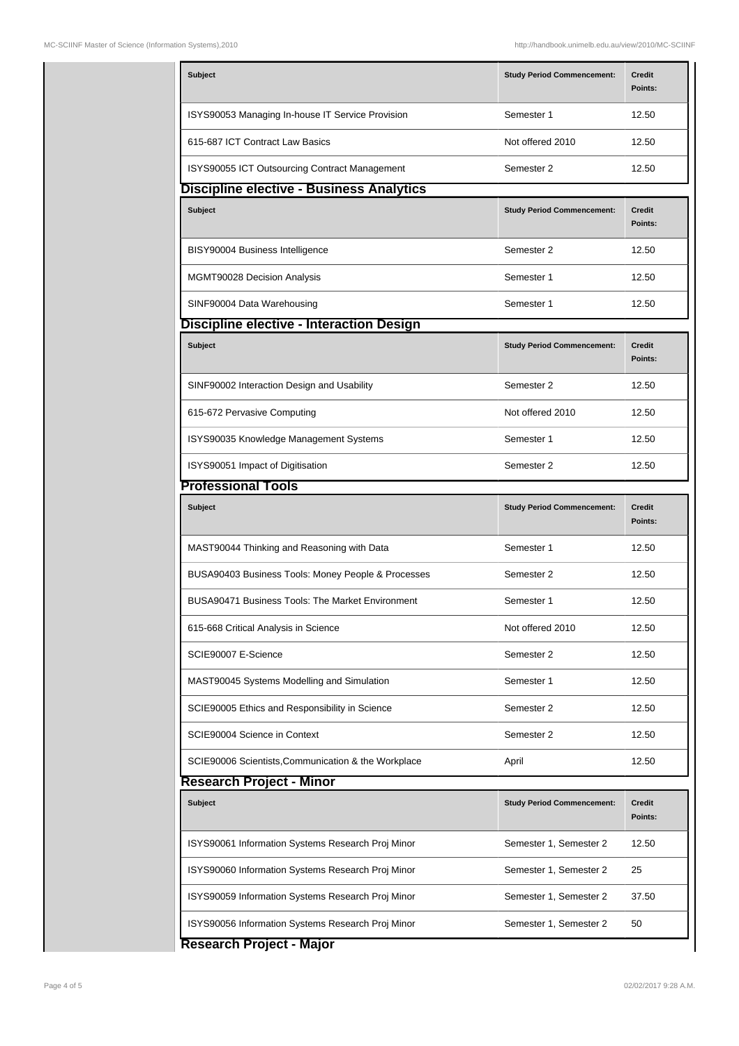| Subject | Study Period Commencement: | Credit Points: |
| --- | --- | --- |
| ISYS90053 Managing In-house IT Service Provision | Semester 1 | 12.50 |
| 615-687 ICT Contract Law Basics | Not offered 2010 | 12.50 |
| ISYS90055 ICT Outsourcing Contract Management | Semester 2 | 12.50 |

## Discipline elective - Business Analytics

| Subject | Study Period Commencement: | Credit Points: |
| --- | --- | --- |
| BISY90004 Business Intelligence | Semester 2 | 12.50 |
| MGMT90028 Decision Analysis | Semester 1 | 12.50 |
| SINF90004 Data Warehousing | Semester 1 | 12.50 |

## Discipline elective - Interaction Design

| Subject | Study Period Commencement: | Credit Points: |
| --- | --- | --- |
| SINF90002 Interaction Design and Usability | Semester 2 | 12.50 |
| 615-672 Pervasive Computing | Not offered 2010 | 12.50 |
| ISYS90035 Knowledge Management Systems | Semester 1 | 12.50 |
| ISYS90051 Impact of Digitisation | Semester 2 | 12.50 |

## Professional Tools

| Subject | Study Period Commencement: | Credit Points: |
| --- | --- | --- |
| MAST90044 Thinking and Reasoning with Data | Semester 1 | 12.50 |
| BUSA90403 Business Tools: Money People & Processes | Semester 2 | 12.50 |
| BUSA90471 Business Tools: The Market Environment | Semester 1 | 12.50 |
| 615-668 Critical Analysis in Science | Not offered 2010 | 12.50 |
| SCIE90007 E-Science | Semester 2 | 12.50 |
| MAST90045 Systems Modelling and Simulation | Semester 1 | 12.50 |
| SCIE90005 Ethics and Responsibility in Science | Semester 2 | 12.50 |
| SCIE90004 Science in Context | Semester 2 | 12.50 |
| SCIE90006 Scientists,Communication & the Workplace | April | 12.50 |

## Research Project - Minor

| Subject | Study Period Commencement: | Credit Points: |
| --- | --- | --- |
| ISYS90061 Information Systems Research Proj Minor | Semester 1, Semester 2 | 12.50 |
| ISYS90060 Information Systems Research Proj Minor | Semester 1, Semester 2 | 25 |
| ISYS90059 Information Systems Research Proj Minor | Semester 1, Semester 2 | 37.50 |
| ISYS90056 Information Systems Research Proj Minor | Semester 1, Semester 2 | 50 |

## Research Project - Major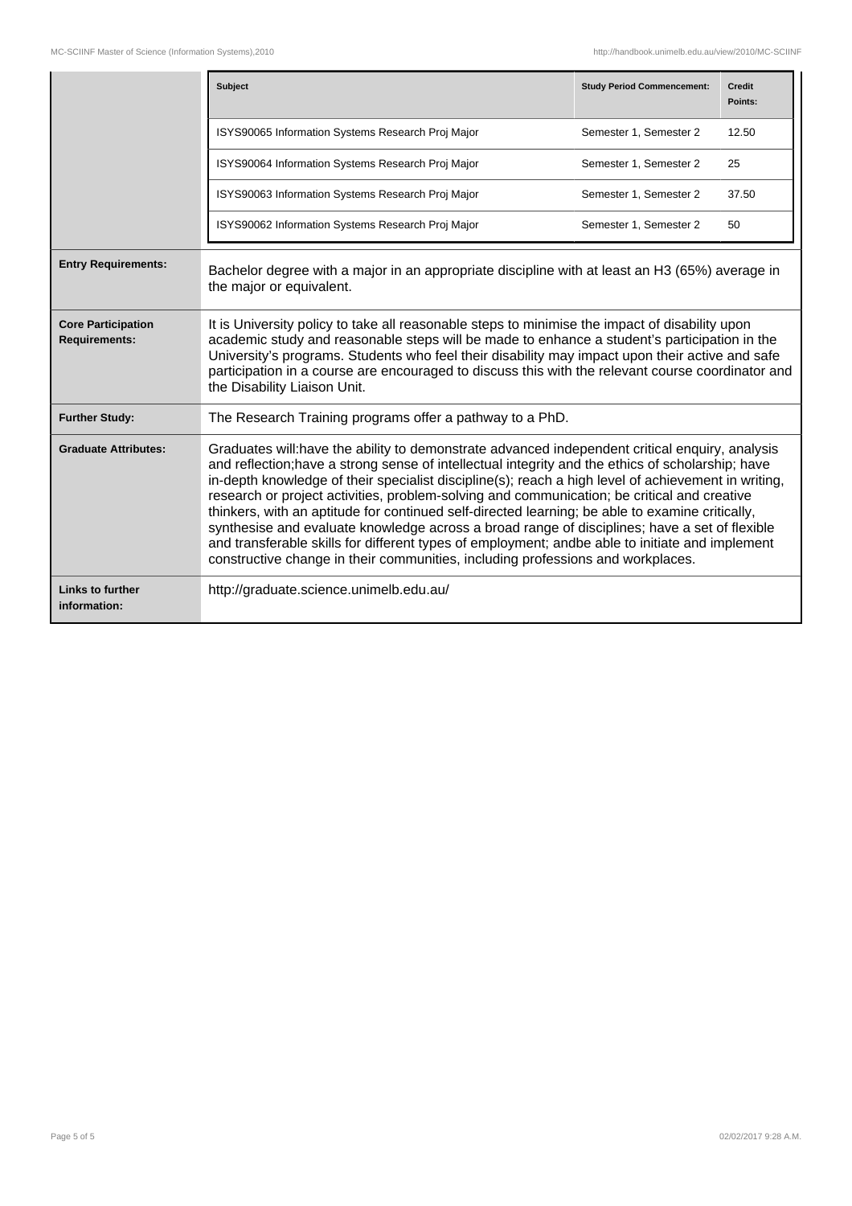| Subject | Study Period Commencement: | Credit Points: |
| --- | --- | --- |
| ISYS90065 Information Systems Research Proj Major | Semester 1, Semester 2 | 12.50 |
| ISYS90064 Information Systems Research Proj Major | Semester 1, Semester 2 | 25 |
| ISYS90063 Information Systems Research Proj Major | Semester 1, Semester 2 | 37.50 |
| ISYS90062 Information Systems Research Proj Major | Semester 1, Semester 2 | 50 |

| | |
| --- | --- |
| **Entry Requirements:** | Bachelor degree with a major in an appropriate discipline with at least an H3 (65%) average in the major or equivalent. |
| **Core Participation Requirements:** | It is University policy to take all reasonable steps to minimise the impact of disability upon academic study and reasonable steps will be made to enhance a student's participation in the University's programs. Students who feel their disability may impact upon their active and safe participation in a course are encouraged to discuss this with the relevant course coordinator and the Disability Liaison Unit. |
| **Further Study:** | The Research Training programs offer a pathway to a PhD. |
| **Graduate Attributes:** | Graduates will:have the ability to demonstrate advanced independent critical enquiry, analysis and reflection;have a strong sense of intellectual integrity and the ethics of scholarship; have in-depth knowledge of their specialist discipline(s); reach a high level of achievement in writing, research or project activities, problem-solving and communication; be critical and creative thinkers, with an aptitude for continued self-directed learning; be able to examine critically, synthesise and evaluate knowledge across a broad range of disciplines; have a set of flexible and transferable skills for different types of employment; andbe able to initiate and implement constructive change in their communities, including professions and workplaces. |
| **Links to further information:** | http://graduate.science.unimelb.edu.au/ |